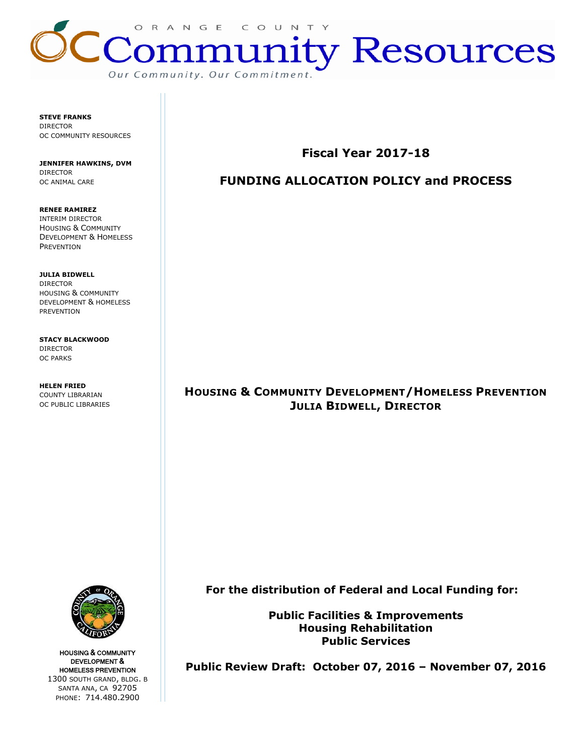ORANGE COUNTY

# Community Resources

*Our Community. Our Commitment.*

**STEVE FRANKS**
DIRECTOR
OC COMMUNITY RESOURCES

**JENNIFER HAWKINS, DVM**
DIRECTOR
OC ANIMAL CARE

**RENEE RAMIREZ**
INTERIM DIRECTOR
HOUSING & COMMUNITY DEVELOPMENT & HOMELESS PREVENTION

**JULIA BIDWELL**
DIRECTOR
HOUSING & COMMUNITY DEVELOPMENT & HOMELESS PREVENTION

**STACY BLACKWOOD**
DIRECTOR
OC PARKS

**HELEN FRIED**
COUNTY LIBRARIAN
OC PUBLIC LIBRARIES

## Fiscal Year 2017-18

## FUNDING ALLOCATION POLICY and PROCESS

**HOUSING & COMMUNITY DEVELOPMENT/HOMELESS PREVENTION**
**JULIA BIDWELL, DIRECTOR**

**For the distribution of Federal and Local Funding for:**

**Public Facilities & Improvements**
**Housing Rehabilitation**
**Public Services**

**Public Review Draft: October 07, 2016 – November 07, 2016**

HOUSING & COMMUNITY DEVELOPMENT & HOMELESS PREVENTION
1300 SOUTH GRAND, BLDG. B
SANTA ANA, CA 92705
PHONE: 714.480.2900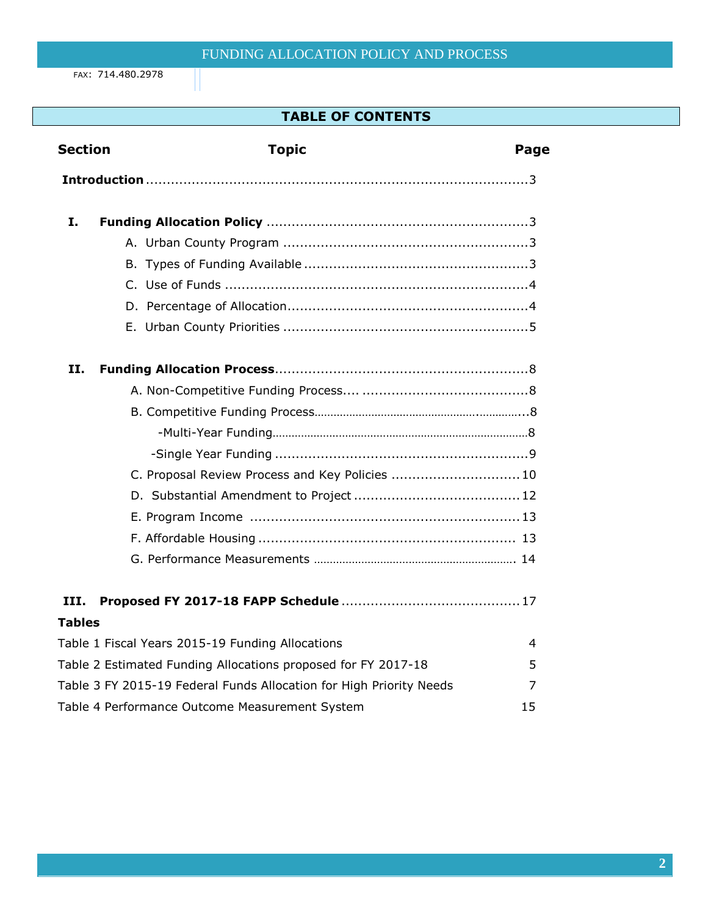FAX: 714.480.2978

## TABLE OF CONTENTS

| Section | Topic | Page |
|---|---|---|
| **Introduction** | | 3 |
| **I.** | **Funding Allocation Policy** | 3 |
| | A. Urban County Program | 3 |
| | B. Types of Funding Available | 3 |
| | C. Use of Funds | 4 |
| | D. Percentage of Allocation | 4 |
| | E. Urban County Priorities | 5 |
| **II.** | **Funding Allocation Process** | 8 |
| | A. Non-Competitive Funding Process | 8 |
| | B. Competitive Funding Process | 8 |
| | -Multi-Year Funding | 8 |
| | -Single Year Funding | 9 |
| | C. Proposal Review Process and Key Policies | 10 |
| | D. Substantial Amendment to Project | 12 |
| | E. Program Income | 13 |
| | F. Affordable Housing | 13 |
| | G. Performance Measurements | 14 |
| **III.** | **Proposed FY 2017-18 FAPP Schedule** | 17 |

**Tables**

| Table | Page |
|---|---|
| Table 1 Fiscal Years 2015-19 Funding Allocations | 4 |
| Table 2 Estimated Funding Allocations proposed for FY 2017-18 | 5 |
| Table 3 FY 2015-19 Federal Funds Allocation for High Priority Needs | 7 |
| Table 4 Performance Outcome Measurement System | 15 |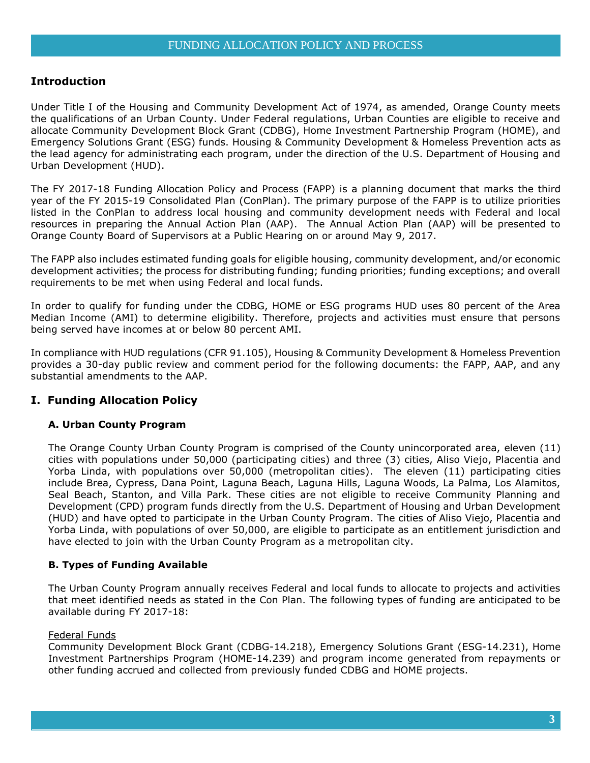## Introduction

Under Title I of the Housing and Community Development Act of 1974, as amended, Orange County meets the qualifications of an Urban County. Under Federal regulations, Urban Counties are eligible to receive and allocate Community Development Block Grant (CDBG), Home Investment Partnership Program (HOME), and Emergency Solutions Grant (ESG) funds. Housing & Community Development & Homeless Prevention acts as the lead agency for administrating each program, under the direction of the U.S. Department of Housing and Urban Development (HUD).

The FY 2017-18 Funding Allocation Policy and Process (FAPP) is a planning document that marks the third year of the FY 2015-19 Consolidated Plan (ConPlan). The primary purpose of the FAPP is to utilize priorities listed in the ConPlan to address local housing and community development needs with Federal and local resources in preparing the Annual Action Plan (AAP). The Annual Action Plan (AAP) will be presented to Orange County Board of Supervisors at a Public Hearing on or around May 9, 2017.

The FAPP also includes estimated funding goals for eligible housing, community development, and/or economic development activities; the process for distributing funding; funding priorities; funding exceptions; and overall requirements to be met when using Federal and local funds.

In order to qualify for funding under the CDBG, HOME or ESG programs HUD uses 80 percent of the Area Median Income (AMI) to determine eligibility. Therefore, projects and activities must ensure that persons being served have incomes at or below 80 percent AMI.

In compliance with HUD regulations (CFR 91.105), Housing & Community Development & Homeless Prevention provides a 30-day public review and comment period for the following documents: the FAPP, AAP, and any substantial amendments to the AAP.

## I. Funding Allocation Policy

### A. Urban County Program

The Orange County Urban County Program is comprised of the County unincorporated area, eleven (11) cities with populations under 50,000 (participating cities) and three (3) cities, Aliso Viejo, Placentia and Yorba Linda, with populations over 50,000 (metropolitan cities). The eleven (11) participating cities include Brea, Cypress, Dana Point, Laguna Beach, Laguna Hills, Laguna Woods, La Palma, Los Alamitos, Seal Beach, Stanton, and Villa Park. These cities are not eligible to receive Community Planning and Development (CPD) program funds directly from the U.S. Department of Housing and Urban Development (HUD) and have opted to participate in the Urban County Program. The cities of Aliso Viejo, Placentia and Yorba Linda, with populations of over 50,000, are eligible to participate as an entitlement jurisdiction and have elected to join with the Urban County Program as a metropolitan city.

### B. Types of Funding Available

The Urban County Program annually receives Federal and local funds to allocate to projects and activities that meet identified needs as stated in the Con Plan. The following types of funding are anticipated to be available during FY 2017-18:

Federal Funds
Community Development Block Grant (CDBG-14.218), Emergency Solutions Grant (ESG-14.231), Home Investment Partnerships Program (HOME-14.239) and program income generated from repayments or other funding accrued and collected from previously funded CDBG and HOME projects.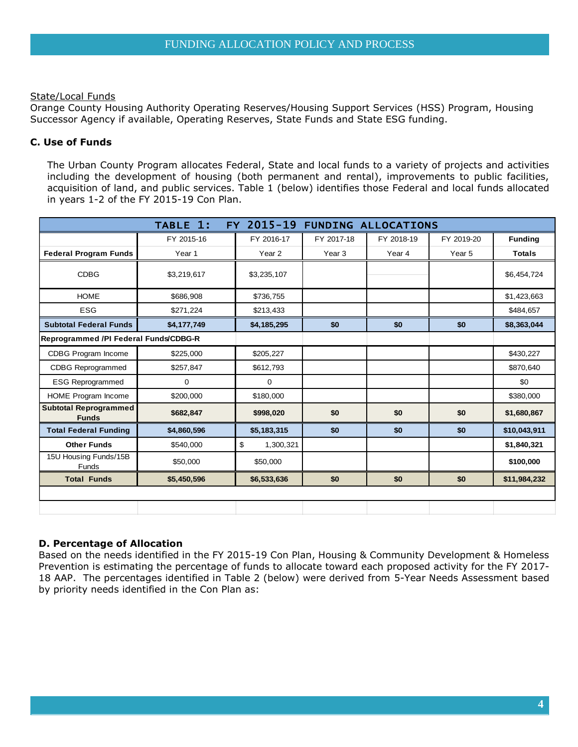State/Local Funds

Orange County Housing Authority Operating Reserves/Housing Support Services (HSS) Program, Housing Successor Agency if available, Operating Reserves, State Funds and State ESG funding.

### C. Use of Funds

The Urban County Program allocates Federal, State and local funds to a variety of projects and activities including the development of housing (both permanent and rental), improvements to public facilities, acquisition of land, and public services. Table 1 (below) identifies those Federal and local funds allocated in years 1-2 of the FY 2015-19 Con Plan.

| TABLE 1: FY 2015-19 FUNDING ALLOCATIONS | | | | | | |
|---|---|---|---|---|---|---|
| | FY 2015-16 | FY 2016-17 | FY 2017-18 | FY 2018-19 | FY 2019-20 | **Funding** |
| **Federal Program Funds** | Year 1 | Year 2 | Year 3 | Year 4 | Year 5 | **Totals** |
| CDBG | $3,219,617 | $3,235,107 | | | | $6,454,724 |
| HOME | $686,908 | $736,755 | | | | $1,423,663 |
| ESG | $271,224 | $213,433 | | | | $484,657 |
| **Subtotal Federal Funds** | **$4,177,749** | **$4,185,295** | **$0** | **$0** | **$0** | **$8,363,044** |
| **Reprogrammed /PI Federal Funds/CDBG-R** | | | | | | |
| CDBG Program Income | $225,000 | $205,227 | | | | $430,227 |
| CDBG Reprogrammed | $257,847 | $612,793 | | | | $870,640 |
| ESG Reprogrammed | 0 | 0 | | | | $0 |
| HOME Program Income | $200,000 | $180,000 | | | | $380,000 |
| **Subtotal Reprogrammed Funds** | **$682,847** | **$998,020** | **$0** | **$0** | **$0** | **$1,680,867** |
| **Total Federal Funding** | **$4,860,596** | **$5,183,315** | **$0** | **$0** | **$0** | **$10,043,911** |
| **Other Funds** | $540,000 | $ 1,300,321 | | | | **$1,840,321** |
| 15U Housing Funds/15B Funds | $50,000 | $50,000 | | | | **$100,000** |
| **Total Funds** | **$5,450,596** | **$6,533,636** | **$0** | **$0** | **$0** | **$11,984,232** |

### D. Percentage of Allocation

Based on the needs identified in the FY 2015-19 Con Plan, Housing & Community Development & Homeless Prevention is estimating the percentage of funds to allocate toward each proposed activity for the FY 2017-18 AAP. The percentages identified in Table 2 (below) were derived from 5-Year Needs Assessment based by priority needs identified in the Con Plan as: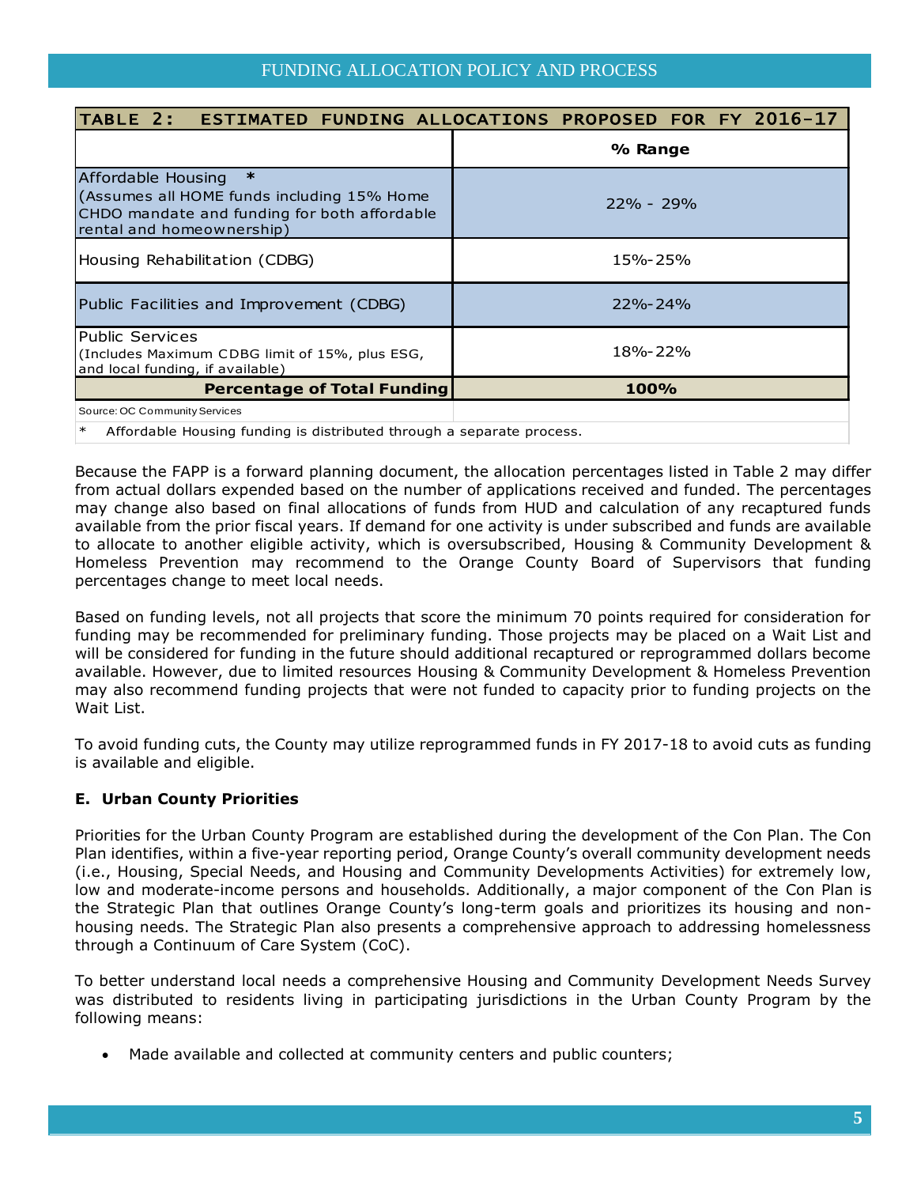| TABLE 2: ESTIMATED FUNDING ALLOCATIONS PROPOSED FOR FY 2016-17 | |
|---|---|
| | **% Range** |
| Affordable Housing * (Assumes all HOME funds including 15% Home CHDO mandate and funding for both affordable rental and homeownership) | 22% - 29% |
| Housing Rehabilitation (CDBG) | 15%-25% |
| Public Facilities and Improvement (CDBG) | 22%-24% |
| Public Services (Includes Maximum CDBG limit of 15%, plus ESG, and local funding, if available) | 18%-22% |
| **Percentage of Total Funding** | **100%** |
| Source: OC Community Services | |

\* Affordable Housing funding is distributed through a separate process.

Because the FAPP is a forward planning document, the allocation percentages listed in Table 2 may differ from actual dollars expended based on the number of applications received and funded. The percentages may change also based on final allocations of funds from HUD and calculation of any recaptured funds available from the prior fiscal years. If demand for one activity is under subscribed and funds are available to allocate to another eligible activity, which is oversubscribed, Housing & Community Development & Homeless Prevention may recommend to the Orange County Board of Supervisors that funding percentages change to meet local needs.

Based on funding levels, not all projects that score the minimum 70 points required for consideration for funding may be recommended for preliminary funding. Those projects may be placed on a Wait List and will be considered for funding in the future should additional recaptured or reprogrammed dollars become available. However, due to limited resources Housing & Community Development & Homeless Prevention may also recommend funding projects that were not funded to capacity prior to funding projects on the Wait List.

To avoid funding cuts, the County may utilize reprogrammed funds in FY 2017-18 to avoid cuts as funding is available and eligible.

### E. Urban County Priorities

Priorities for the Urban County Program are established during the development of the Con Plan. The Con Plan identifies, within a five-year reporting period, Orange County's overall community development needs (i.e., Housing, Special Needs, and Housing and Community Developments Activities) for extremely low, low and moderate-income persons and households. Additionally, a major component of the Con Plan is the Strategic Plan that outlines Orange County's long-term goals and prioritizes its housing and non-housing needs. The Strategic Plan also presents a comprehensive approach to addressing homelessness through a Continuum of Care System (CoC).

To better understand local needs a comprehensive Housing and Community Development Needs Survey was distributed to residents living in participating jurisdictions in the Urban County Program by the following means:

- Made available and collected at community centers and public counters;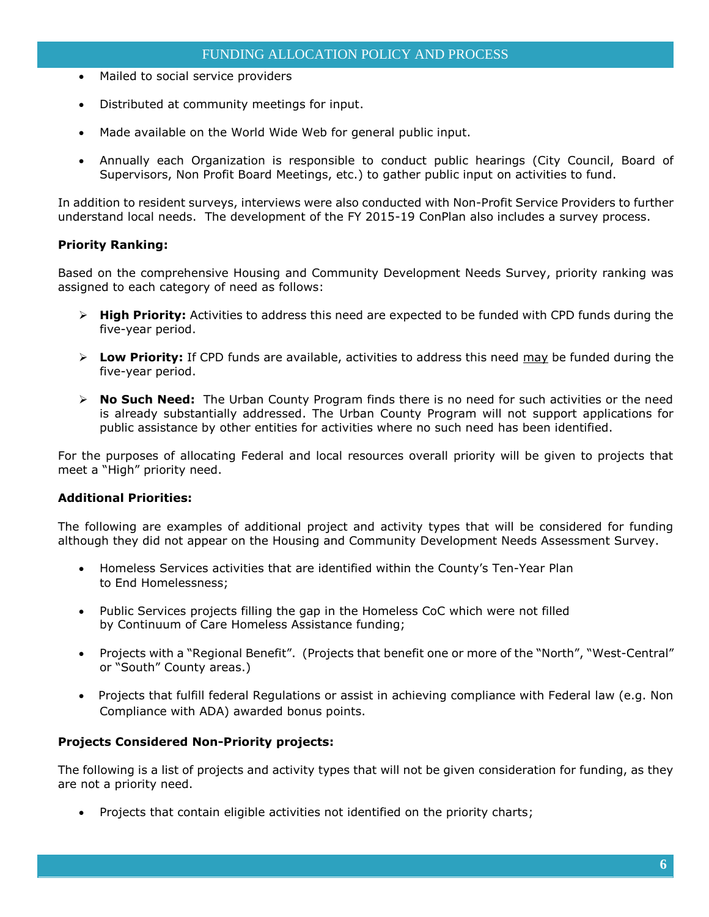- Mailed to social service providers
- Distributed at community meetings for input.
- Made available on the World Wide Web for general public input.
- Annually each Organization is responsible to conduct public hearings (City Council, Board of Supervisors, Non Profit Board Meetings, etc.) to gather public input on activities to fund.

In addition to resident surveys, interviews were also conducted with Non-Profit Service Providers to further understand local needs. The development of the FY 2015-19 ConPlan also includes a survey process.

**Priority Ranking:**

Based on the comprehensive Housing and Community Development Needs Survey, priority ranking was assigned to each category of need as follows:

- **High Priority:** Activities to address this need are expected to be funded with CPD funds during the five-year period.
- **Low Priority:** If CPD funds are available, activities to address this need <u>may</u> be funded during the five-year period.
- **No Such Need:** The Urban County Program finds there is no need for such activities or the need is already substantially addressed. The Urban County Program will not support applications for public assistance by other entities for activities where no such need has been identified.

For the purposes of allocating Federal and local resources overall priority will be given to projects that meet a "High" priority need.

**Additional Priorities:**

The following are examples of additional project and activity types that will be considered for funding although they did not appear on the Housing and Community Development Needs Assessment Survey.

- Homeless Services activities that are identified within the County's Ten-Year Plan to End Homelessness;
- Public Services projects filling the gap in the Homeless CoC which were not filled by Continuum of Care Homeless Assistance funding;
- Projects with a "Regional Benefit". (Projects that benefit one or more of the "North", "West-Central" or "South" County areas.)
- Projects that fulfill federal Regulations or assist in achieving compliance with Federal law (e.g. Non Compliance with ADA) awarded bonus points.

**Projects Considered Non-Priority projects:**

The following is a list of projects and activity types that will not be given consideration for funding, as they are not a priority need.

- Projects that contain eligible activities not identified on the priority charts;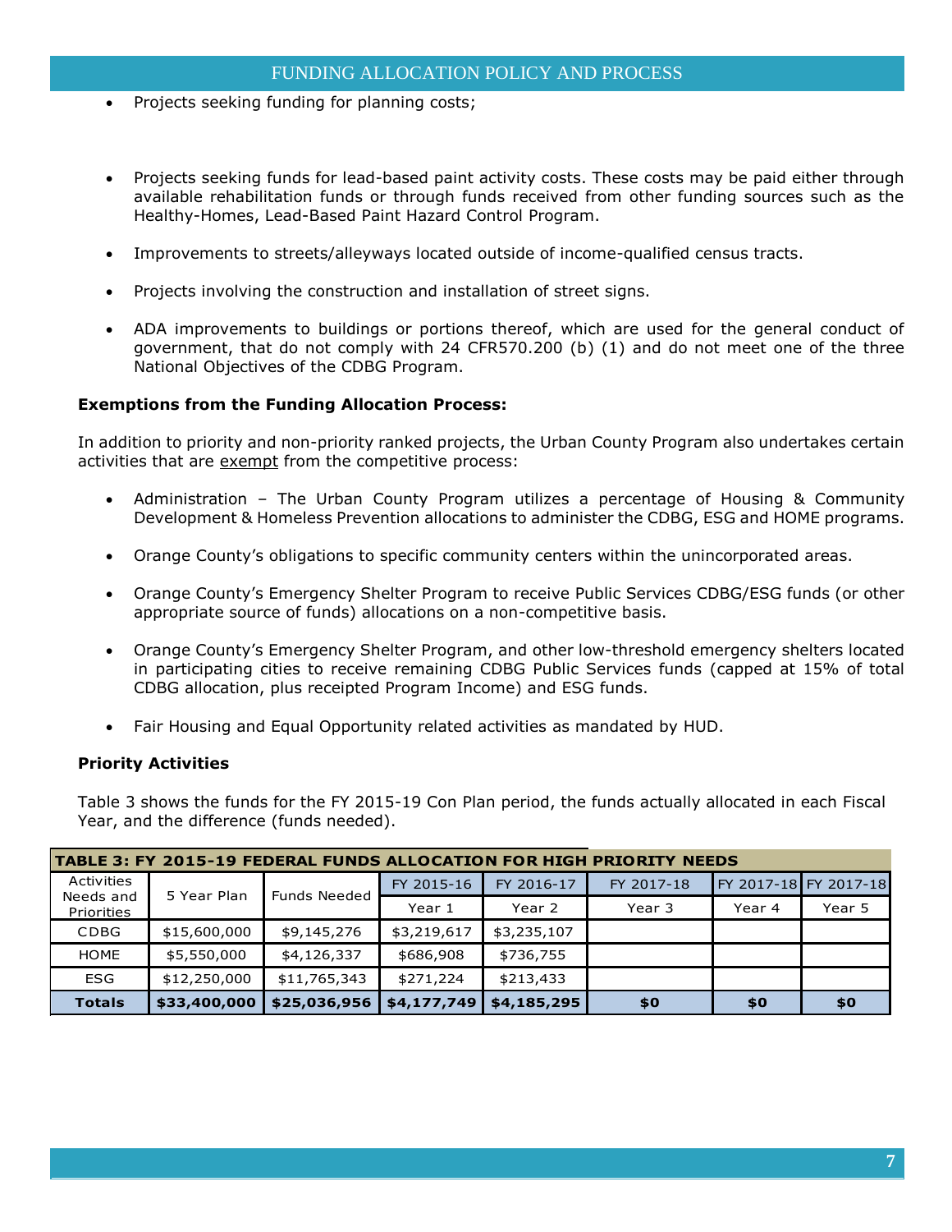- Projects seeking funding for planning costs;

- Projects seeking funds for lead-based paint activity costs. These costs may be paid either through available rehabilitation funds or through funds received from other funding sources such as the Healthy-Homes, Lead-Based Paint Hazard Control Program.

- Improvements to streets/alleyways located outside of income-qualified census tracts.

- Projects involving the construction and installation of street signs.

- ADA improvements to buildings or portions thereof, which are used for the general conduct of government, that do not comply with 24 CFR570.200 (b) (1) and do not meet one of the three National Objectives of the CDBG Program.

**Exemptions from the Funding Allocation Process:**

In addition to priority and non-priority ranked projects, the Urban County Program also undertakes certain activities that are exempt from the competitive process:

- Administration – The Urban County Program utilizes a percentage of Housing & Community Development & Homeless Prevention allocations to administer the CDBG, ESG and HOME programs.

- Orange County's obligations to specific community centers within the unincorporated areas.

- Orange County's Emergency Shelter Program to receive Public Services CDBG/ESG funds (or other appropriate source of funds) allocations on a non-competitive basis.

- Orange County's Emergency Shelter Program, and other low-threshold emergency shelters located in participating cities to receive remaining CDBG Public Services funds (capped at 15% of total CDBG allocation, plus receipted Program Income) and ESG funds.

- Fair Housing and Equal Opportunity related activities as mandated by HUD.

**Priority Activities**

Table 3 shows the funds for the FY 2015-19 Con Plan period, the funds actually allocated in each Fiscal Year, and the difference (funds needed).

**TABLE 3: FY 2015-19 FEDERAL FUNDS ALLOCATION FOR HIGH PRIORITY NEEDS**

| Activities Needs and Priorities | 5 Year Plan | Funds Needed | FY 2015-16 | FY 2016-17 | FY 2017-18 | FY 2017-18 | FY 2017-18 |
|---|---|---|---|---|---|---|---|
| | | | Year 1 | Year 2 | Year 3 | Year 4 | Year 5 |
| CDBG | $15,600,000 | $9,145,276 | $3,219,617 | $3,235,107 | | | |
| HOME | $5,550,000 | $4,126,337 | $686,908 | $736,755 | | | |
| ESG | $12,250,000 | $11,765,343 | $271,224 | $213,433 | | | |
| **Totals** | **$33,400,000** | **$25,036,956** | **$4,177,749** | **$4,185,295** | **$0** | **$0** | **$0** |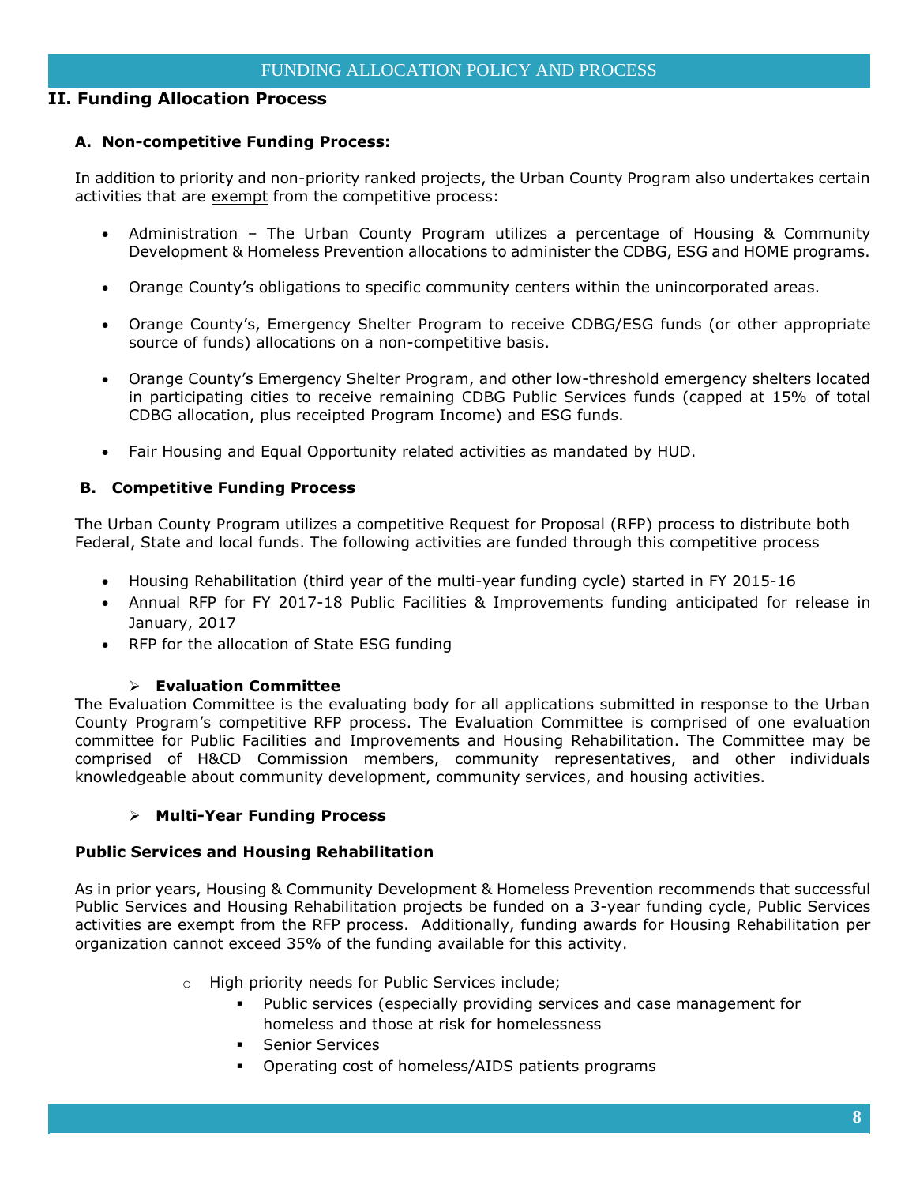## II. Funding Allocation Process

### A. Non-competitive Funding Process:

In addition to priority and non-priority ranked projects, the Urban County Program also undertakes certain activities that are exempt from the competitive process:

- Administration – The Urban County Program utilizes a percentage of Housing & Community Development & Homeless Prevention allocations to administer the CDBG, ESG and HOME programs.
- Orange County's obligations to specific community centers within the unincorporated areas.
- Orange County's, Emergency Shelter Program to receive CDBG/ESG funds (or other appropriate source of funds) allocations on a non-competitive basis.
- Orange County's Emergency Shelter Program, and other low-threshold emergency shelters located in participating cities to receive remaining CDBG Public Services funds (capped at 15% of total CDBG allocation, plus receipted Program Income) and ESG funds.
- Fair Housing and Equal Opportunity related activities as mandated by HUD.

### B. Competitive Funding Process

The Urban County Program utilizes a competitive Request for Proposal (RFP) process to distribute both Federal, State and local funds. The following activities are funded through this competitive process

- Housing Rehabilitation (third year of the multi-year funding cycle) started in FY 2015-16
- Annual RFP for FY 2017-18 Public Facilities & Improvements funding anticipated for release in January, 2017
- RFP for the allocation of State ESG funding

#### Evaluation Committee

The Evaluation Committee is the evaluating body for all applications submitted in response to the Urban County Program's competitive RFP process. The Evaluation Committee is comprised of one evaluation committee for Public Facilities and Improvements and Housing Rehabilitation. The Committee may be comprised of H&CD Commission members, community representatives, and other individuals knowledgeable about community development, community services, and housing activities.

#### Multi-Year Funding Process

**Public Services and Housing Rehabilitation**

As in prior years, Housing & Community Development & Homeless Prevention recommends that successful Public Services and Housing Rehabilitation projects be funded on a 3-year funding cycle, Public Services activities are exempt from the RFP process. Additionally, funding awards for Housing Rehabilitation per organization cannot exceed 35% of the funding available for this activity.

- High priority needs for Public Services include;
  - Public services (especially providing services and case management for homeless and those at risk for homelessness
  - Senior Services
  - Operating cost of homeless/AIDS patients programs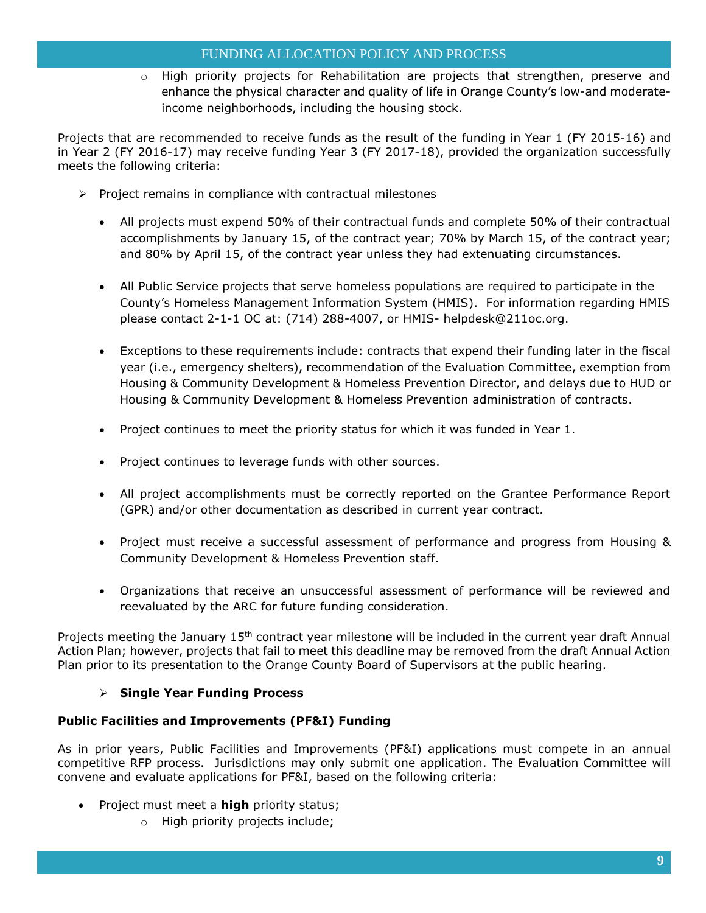- High priority projects for Rehabilitation are projects that strengthen, preserve and enhance the physical character and quality of life in Orange County's low-and moderate-income neighborhoods, including the housing stock.

Projects that are recommended to receive funds as the result of the funding in Year 1 (FY 2015-16) and in Year 2 (FY 2016-17) may receive funding Year 3 (FY 2017-18), provided the organization successfully meets the following criteria:

- Project remains in compliance with contractual milestones
  - All projects must expend 50% of their contractual funds and complete 50% of their contractual accomplishments by January 15, of the contract year; 70% by March 15, of the contract year; and 80% by April 15, of the contract year unless they had extenuating circumstances.
  - All Public Service projects that serve homeless populations are required to participate in the County's Homeless Management Information System (HMIS). For information regarding HMIS please contact 2-1-1 OC at: (714) 288-4007, or HMIS- helpdesk@211oc.org.
  - Exceptions to these requirements include: contracts that expend their funding later in the fiscal year (i.e., emergency shelters), recommendation of the Evaluation Committee, exemption from Housing & Community Development & Homeless Prevention Director, and delays due to HUD or Housing & Community Development & Homeless Prevention administration of contracts.
  - Project continues to meet the priority status for which it was funded in Year 1.
  - Project continues to leverage funds with other sources.
  - All project accomplishments must be correctly reported on the Grantee Performance Report (GPR) and/or other documentation as described in current year contract.
  - Project must receive a successful assessment of performance and progress from Housing & Community Development & Homeless Prevention staff.
  - Organizations that receive an unsuccessful assessment of performance will be reviewed and reevaluated by the ARC for future funding consideration.

Projects meeting the January 15th contract year milestone will be included in the current year draft Annual Action Plan; however, projects that fail to meet this deadline may be removed from the draft Annual Action Plan prior to its presentation to the Orange County Board of Supervisors at the public hearing.

- **Single Year Funding Process**

**Public Facilities and Improvements (PF&I) Funding**

As in prior years, Public Facilities and Improvements (PF&I) applications must compete in an annual competitive RFP process. Jurisdictions may only submit one application. The Evaluation Committee will convene and evaluate applications for PF&I, based on the following criteria:

- Project must meet a **high** priority status;
  - High priority projects include;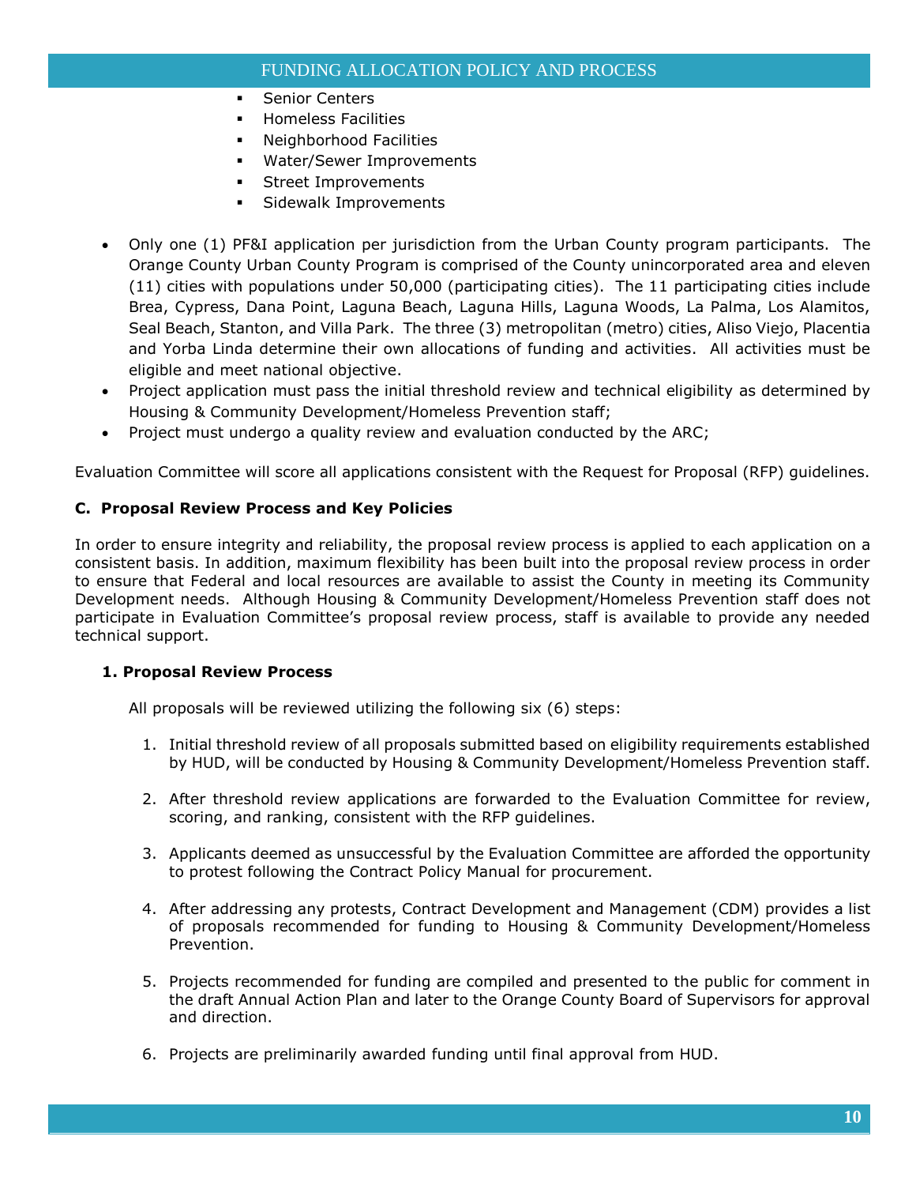- Senior Centers
    - Homeless Facilities
    - Neighborhood Facilities
    - Water/Sewer Improvements
    - Street Improvements
    - Sidewalk Improvements

- Only one (1) PF&I application per jurisdiction from the Urban County program participants. The Orange County Urban County Program is comprised of the County unincorporated area and eleven (11) cities with populations under 50,000 (participating cities). The 11 participating cities include Brea, Cypress, Dana Point, Laguna Beach, Laguna Hills, Laguna Woods, La Palma, Los Alamitos, Seal Beach, Stanton, and Villa Park. The three (3) metropolitan (metro) cities, Aliso Viejo, Placentia and Yorba Linda determine their own allocations of funding and activities. All activities must be eligible and meet national objective.
- Project application must pass the initial threshold review and technical eligibility as determined by Housing & Community Development/Homeless Prevention staff;
- Project must undergo a quality review and evaluation conducted by the ARC;

Evaluation Committee will score all applications consistent with the Request for Proposal (RFP) guidelines.

### C. Proposal Review Process and Key Policies

In order to ensure integrity and reliability, the proposal review process is applied to each application on a consistent basis. In addition, maximum flexibility has been built into the proposal review process in order to ensure that Federal and local resources are available to assist the County in meeting its Community Development needs. Although Housing & Community Development/Homeless Prevention staff does not participate in Evaluation Committee's proposal review process, staff is available to provide any needed technical support.

#### 1. Proposal Review Process

All proposals will be reviewed utilizing the following six (6) steps:

1. Initial threshold review of all proposals submitted based on eligibility requirements established by HUD, will be conducted by Housing & Community Development/Homeless Prevention staff.

2. After threshold review applications are forwarded to the Evaluation Committee for review, scoring, and ranking, consistent with the RFP guidelines.

3. Applicants deemed as unsuccessful by the Evaluation Committee are afforded the opportunity to protest following the Contract Policy Manual for procurement.

4. After addressing any protests, Contract Development and Management (CDM) provides a list of proposals recommended for funding to Housing & Community Development/Homeless Prevention.

5. Projects recommended for funding are compiled and presented to the public for comment in the draft Annual Action Plan and later to the Orange County Board of Supervisors for approval and direction.

6. Projects are preliminarily awarded funding until final approval from HUD.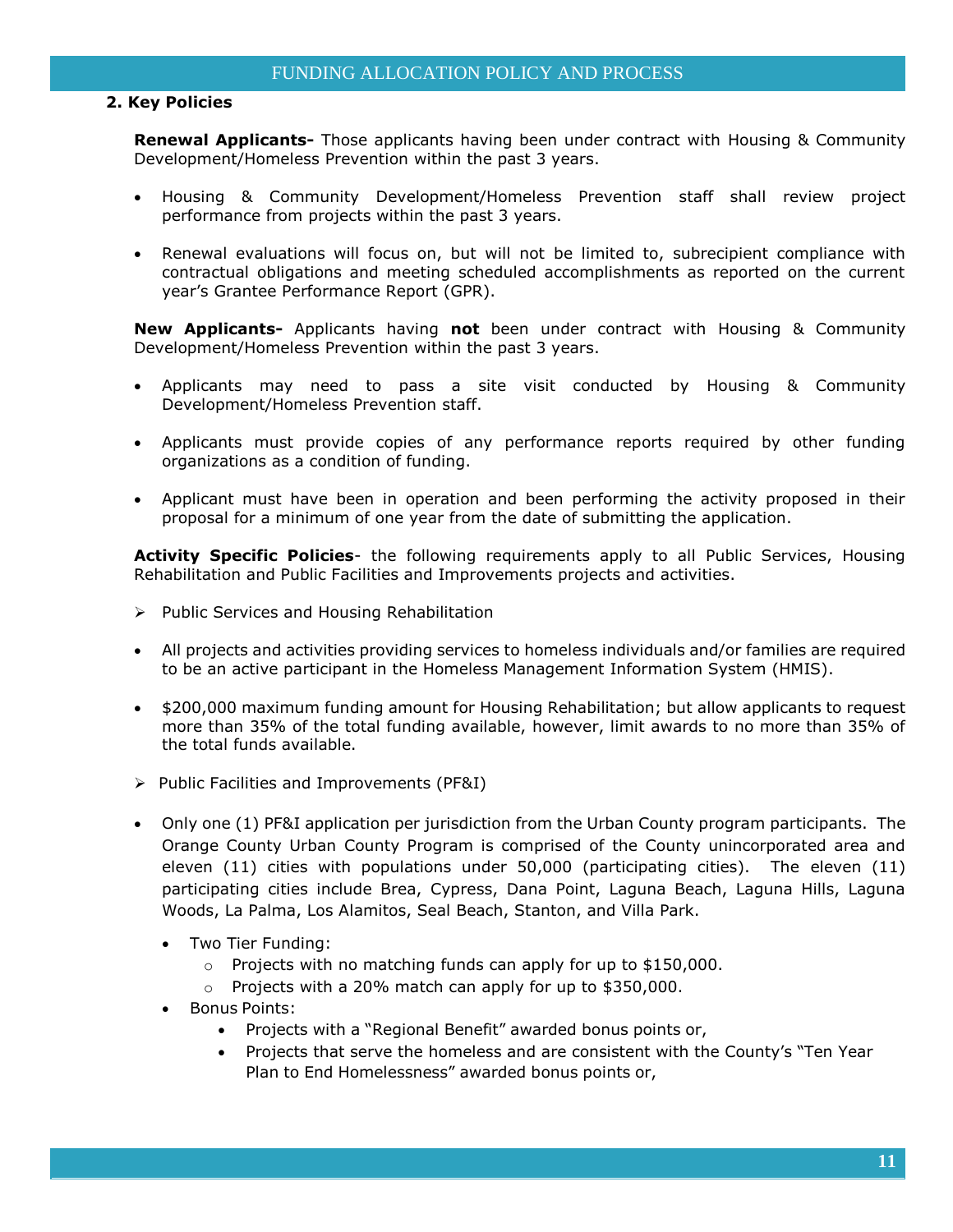## 2. Key Policies

**Renewal Applicants-** Those applicants having been under contract with Housing & Community Development/Homeless Prevention within the past 3 years.

- Housing & Community Development/Homeless Prevention staff shall review project performance from projects within the past 3 years.
- Renewal evaluations will focus on, but will not be limited to, subrecipient compliance with contractual obligations and meeting scheduled accomplishments as reported on the current year's Grantee Performance Report (GPR).

**New Applicants-** Applicants having **not** been under contract with Housing & Community Development/Homeless Prevention within the past 3 years.

- Applicants may need to pass a site visit conducted by Housing & Community Development/Homeless Prevention staff.
- Applicants must provide copies of any performance reports required by other funding organizations as a condition of funding.
- Applicant must have been in operation and been performing the activity proposed in their proposal for a minimum of one year from the date of submitting the application.

**Activity Specific Policies**- the following requirements apply to all Public Services, Housing Rehabilitation and Public Facilities and Improvements projects and activities.

- Public Services and Housing Rehabilitation

- All projects and activities providing services to homeless individuals and/or families are required to be an active participant in the Homeless Management Information System (HMIS).
- $200,000 maximum funding amount for Housing Rehabilitation; but allow applicants to request more than 35% of the total funding available, however, limit awards to no more than 35% of the total funds available.

- Public Facilities and Improvements (PF&I)

- Only one (1) PF&I application per jurisdiction from the Urban County program participants. The Orange County Urban County Program is comprised of the County unincorporated area and eleven (11) cities with populations under 50,000 (participating cities). The eleven (11) participating cities include Brea, Cypress, Dana Point, Laguna Beach, Laguna Hills, Laguna Woods, La Palma, Los Alamitos, Seal Beach, Stanton, and Villa Park.
  - Two Tier Funding:
    - Projects with no matching funds can apply for up to $150,000.
    - Projects with a 20% match can apply for up to $350,000.
  - Bonus Points:
    - Projects with a "Regional Benefit" awarded bonus points or,
    - Projects that serve the homeless and are consistent with the County's "Ten Year Plan to End Homelessness" awarded bonus points or,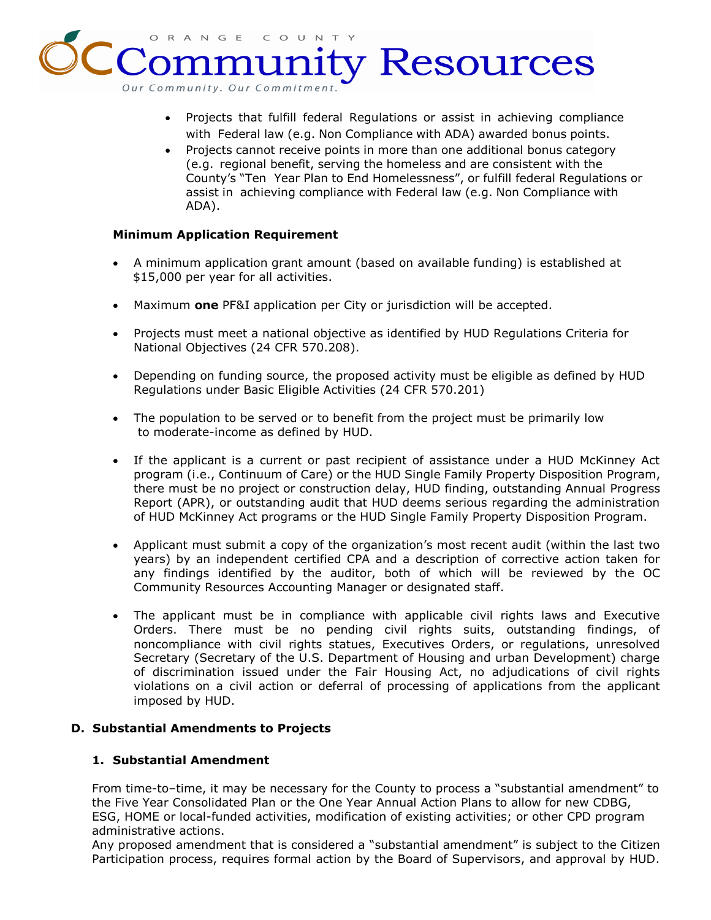- Projects that fulfill federal Regulations or assist in achieving compliance with Federal law (e.g. Non Compliance with ADA) awarded bonus points.
- Projects cannot receive points in more than one additional bonus category (e.g. regional benefit, serving the homeless and are consistent with the County's "Ten Year Plan to End Homelessness", or fulfill federal Regulations or assist in achieving compliance with Federal law (e.g. Non Compliance with ADA).

**Minimum Application Requirement**

- A minimum application grant amount (based on available funding) is established at $15,000 per year for all activities.
- Maximum **one** PF&I application per City or jurisdiction will be accepted.
- Projects must meet a national objective as identified by HUD Regulations Criteria for National Objectives (24 CFR 570.208).
- Depending on funding source, the proposed activity must be eligible as defined by HUD Regulations under Basic Eligible Activities (24 CFR 570.201)
- The population to be served or to benefit from the project must be primarily low to moderate-income as defined by HUD.
- If the applicant is a current or past recipient of assistance under a HUD McKinney Act program (i.e., Continuum of Care) or the HUD Single Family Property Disposition Program, there must be no project or construction delay, HUD finding, outstanding Annual Progress Report (APR), or outstanding audit that HUD deems serious regarding the administration of HUD McKinney Act programs or the HUD Single Family Property Disposition Program.
- Applicant must submit a copy of the organization's most recent audit (within the last two years) by an independent certified CPA and a description of corrective action taken for any findings identified by the auditor, both of which will be reviewed by the OC Community Resources Accounting Manager or designated staff.
- The applicant must be in compliance with applicable civil rights laws and Executive Orders. There must be no pending civil rights suits, outstanding findings, of noncompliance with civil rights statues, Executives Orders, or regulations, unresolved Secretary (Secretary of the U.S. Department of Housing and urban Development) charge of discrimination issued under the Fair Housing Act, no adjudications of civil rights violations on a civil action or deferral of processing of applications from the applicant imposed by HUD.

## D. Substantial Amendments to Projects

### 1. Substantial Amendment

From time-to–time, it may be necessary for the County to process a "substantial amendment" to the Five Year Consolidated Plan or the One Year Annual Action Plans to allow for new CDBG, ESG, HOME or local-funded activities, modification of existing activities; or other CPD program administrative actions.

Any proposed amendment that is considered a "substantial amendment" is subject to the Citizen Participation process, requires formal action by the Board of Supervisors, and approval by HUD.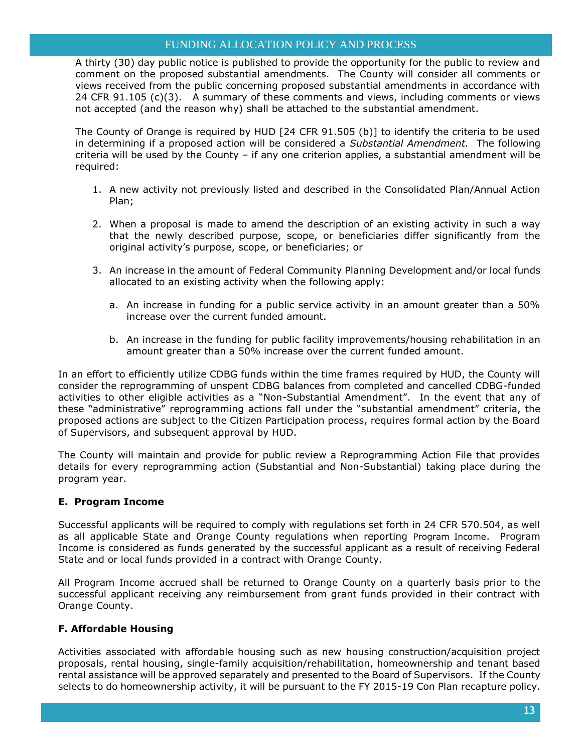A thirty (30) day public notice is published to provide the opportunity for the public to review and comment on the proposed substantial amendments. The County will consider all comments or views received from the public concerning proposed substantial amendments in accordance with 24 CFR 91.105 (c)(3). A summary of these comments and views, including comments or views not accepted (and the reason why) shall be attached to the substantial amendment.

The County of Orange is required by HUD [24 CFR 91.505 (b)] to identify the criteria to be used in determining if a proposed action will be considered a *Substantial Amendment.* The following criteria will be used by the County – if any one criterion applies, a substantial amendment will be required:

1. A new activity not previously listed and described in the Consolidated Plan/Annual Action Plan;

2. When a proposal is made to amend the description of an existing activity in such a way that the newly described purpose, scope, or beneficiaries differ significantly from the original activity's purpose, scope, or beneficiaries; or

3. An increase in the amount of Federal Community Planning Development and/or local funds allocated to an existing activity when the following apply:

   a. An increase in funding for a public service activity in an amount greater than a 50% increase over the current funded amount.

   b. An increase in the funding for public facility improvements/housing rehabilitation in an amount greater than a 50% increase over the current funded amount.

In an effort to efficiently utilize CDBG funds within the time frames required by HUD, the County will consider the reprogramming of unspent CDBG balances from completed and cancelled CDBG-funded activities to other eligible activities as a "Non-Substantial Amendment". In the event that any of these "administrative" reprogramming actions fall under the "substantial amendment" criteria, the proposed actions are subject to the Citizen Participation process, requires formal action by the Board of Supervisors, and subsequent approval by HUD.

The County will maintain and provide for public review a Reprogramming Action File that provides details for every reprogramming action (Substantial and Non-Substantial) taking place during the program year.

### E. Program Income

Successful applicants will be required to comply with regulations set forth in 24 CFR 570.504, as well as all applicable State and Orange County regulations when reporting Program Income. Program Income is considered as funds generated by the successful applicant as a result of receiving Federal State and or local funds provided in a contract with Orange County.

All Program Income accrued shall be returned to Orange County on a quarterly basis prior to the successful applicant receiving any reimbursement from grant funds provided in their contract with Orange County.

### F. Affordable Housing

Activities associated with affordable housing such as new housing construction/acquisition project proposals, rental housing, single-family acquisition/rehabilitation, homeownership and tenant based rental assistance will be approved separately and presented to the Board of Supervisors. If the County selects to do homeownership activity, it will be pursuant to the FY 2015-19 Con Plan recapture policy.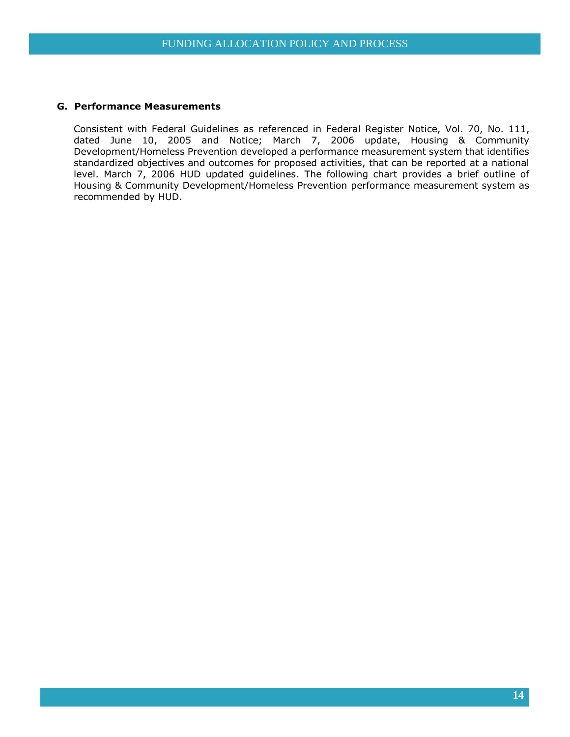### G. Performance Measurements

Consistent with Federal Guidelines as referenced in Federal Register Notice, Vol. 70, No. 111, dated June 10, 2005 and Notice; March 7, 2006 update, Housing & Community Development/Homeless Prevention developed a performance measurement system that identifies standardized objectives and outcomes for proposed activities, that can be reported at a national level. March 7, 2006 HUD updated guidelines. The following chart provides a brief outline of Housing & Community Development/Homeless Prevention performance measurement system as recommended by HUD.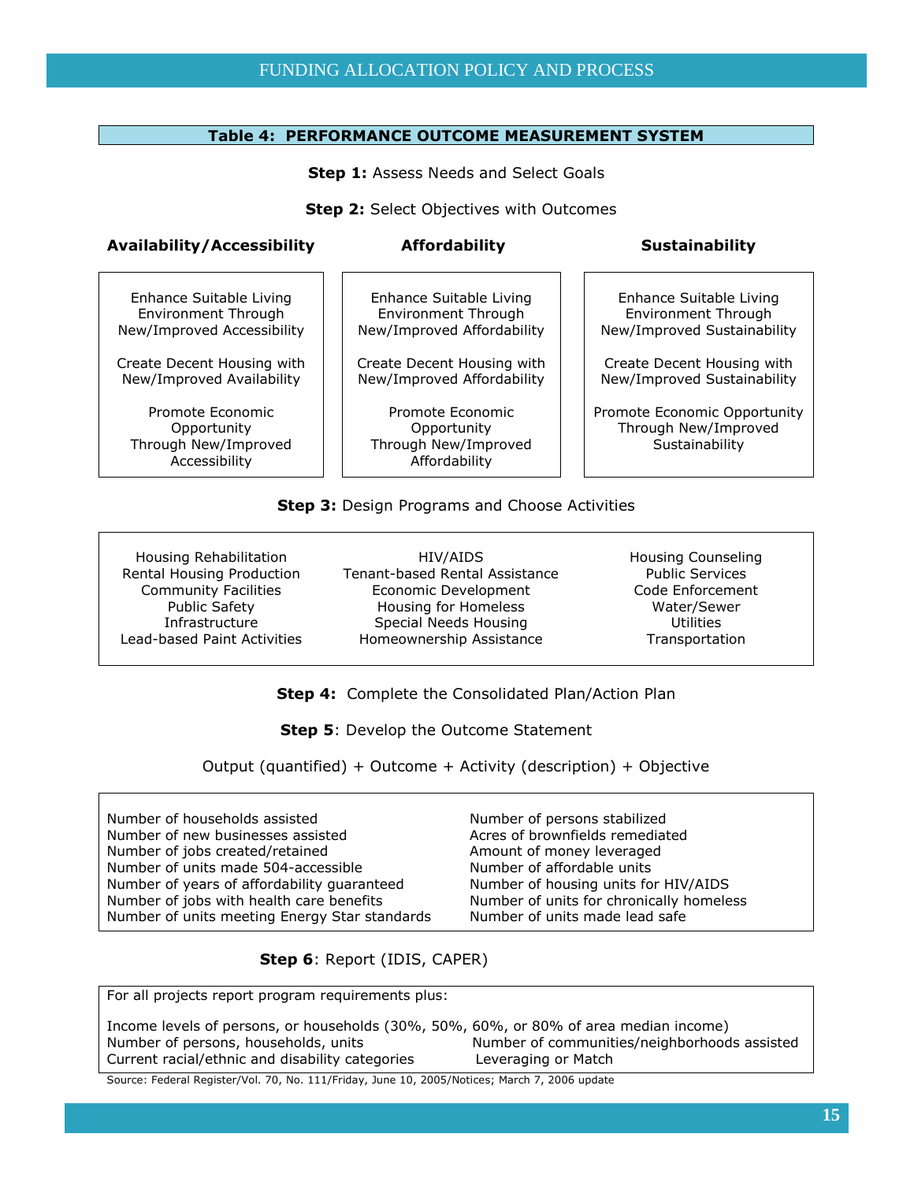## Table 4: PERFORMANCE OUTCOME MEASUREMENT SYSTEM

**Step 1:** Assess Needs and Select Goals

**Step 2:** Select Objectives with Outcomes

| Availability/Accessibility | Affordability | Sustainability |
|---|---|---|
| Enhance Suitable Living Environment Through New/Improved Accessibility | Enhance Suitable Living Environment Through New/Improved Affordability | Enhance Suitable Living Environment Through New/Improved Sustainability |
| Create Decent Housing with New/Improved Availability | Create Decent Housing with New/Improved Affordability | Create Decent Housing with New/Improved Sustainability |
| Promote Economic Opportunity Through New/Improved Accessibility | Promote Economic Opportunity Through New/Improved Affordability | Promote Economic Opportunity Through New/Improved Sustainability |

**Step 3:** Design Programs and Choose Activities

| | | |
|---|---|---|
| Housing Rehabilitation | HIV/AIDS | Housing Counseling |
| Rental Housing Production | Tenant-based Rental Assistance | Public Services |
| Community Facilities | Economic Development | Code Enforcement |
| Public Safety | Housing for Homeless | Water/Sewer |
| Infrastructure | Special Needs Housing | Utilities |
| Lead-based Paint Activities | Homeownership Assistance | Transportation |

**Step 4:** Complete the Consolidated Plan/Action Plan

**Step 5**: Develop the Outcome Statement

Output (quantified) + Outcome + Activity (description) + Objective

| | |
|---|---|
| Number of households assisted | Number of persons stabilized |
| Number of new businesses assisted | Acres of brownfields remediated |
| Number of jobs created/retained | Amount of money leveraged |
| Number of units made 504-accessible | Number of affordable units |
| Number of years of affordability guaranteed | Number of housing units for HIV/AIDS |
| Number of jobs with health care benefits | Number of units for chronically homeless |
| Number of units meeting Energy Star standards | Number of units made lead safe |

**Step 6**: Report (IDIS, CAPER)

For all projects report program requirements plus:

Income levels of persons, or households (30%, 50%, 60%, or 80% of area median income)

| | |
|---|---|
| Number of persons, households, units | Number of communities/neighborhoods assisted |
| Current racial/ethnic and disability categories | Leveraging or Match |

Source: Federal Register/Vol. 70, No. 111/Friday, June 10, 2005/Notices; March 7, 2006 update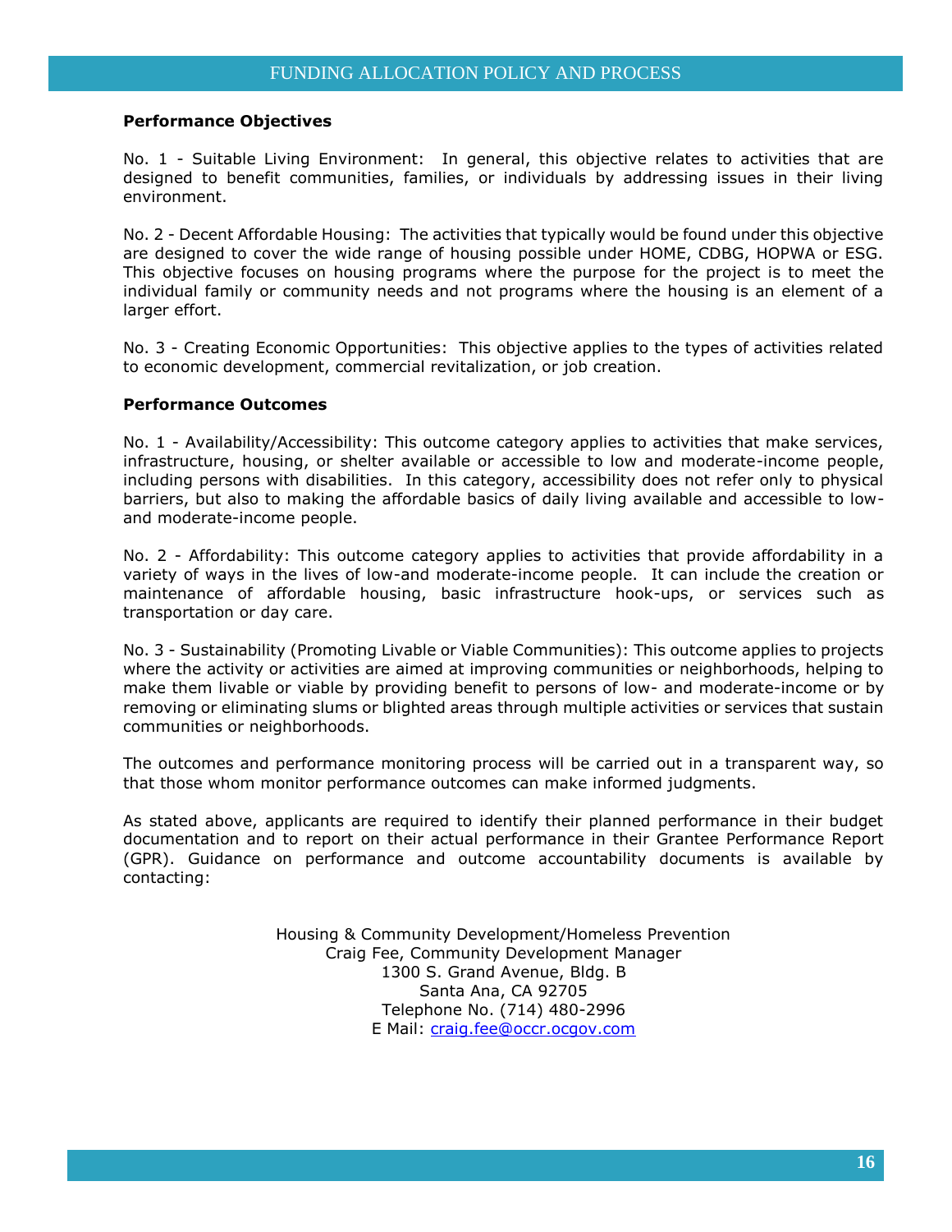**Performance Objectives**

No. 1 - Suitable Living Environment: In general, this objective relates to activities that are designed to benefit communities, families, or individuals by addressing issues in their living environment.

No. 2 - Decent Affordable Housing: The activities that typically would be found under this objective are designed to cover the wide range of housing possible under HOME, CDBG, HOPWA or ESG. This objective focuses on housing programs where the purpose for the project is to meet the individual family or community needs and not programs where the housing is an element of a larger effort.

No. 3 - Creating Economic Opportunities: This objective applies to the types of activities related to economic development, commercial revitalization, or job creation.

**Performance Outcomes**

No. 1 - Availability/Accessibility: This outcome category applies to activities that make services, infrastructure, housing, or shelter available or accessible to low and moderate-income people, including persons with disabilities. In this category, accessibility does not refer only to physical barriers, but also to making the affordable basics of daily living available and accessible to low- and moderate-income people.

No. 2 - Affordability: This outcome category applies to activities that provide affordability in a variety of ways in the lives of low-and moderate-income people. It can include the creation or maintenance of affordable housing, basic infrastructure hook-ups, or services such as transportation or day care.

No. 3 - Sustainability (Promoting Livable or Viable Communities): This outcome applies to projects where the activity or activities are aimed at improving communities or neighborhoods, helping to make them livable or viable by providing benefit to persons of low- and moderate-income or by removing or eliminating slums or blighted areas through multiple activities or services that sustain communities or neighborhoods.

The outcomes and performance monitoring process will be carried out in a transparent way, so that those whom monitor performance outcomes can make informed judgments.

As stated above, applicants are required to identify their planned performance in their budget documentation and to report on their actual performance in their Grantee Performance Report (GPR). Guidance on performance and outcome accountability documents is available by contacting:

Housing & Community Development/Homeless Prevention
Craig Fee, Community Development Manager
1300 S. Grand Avenue, Bldg. B
Santa Ana, CA 92705
Telephone No. (714) 480-2996
E Mail: craig.fee@occr.ocgov.com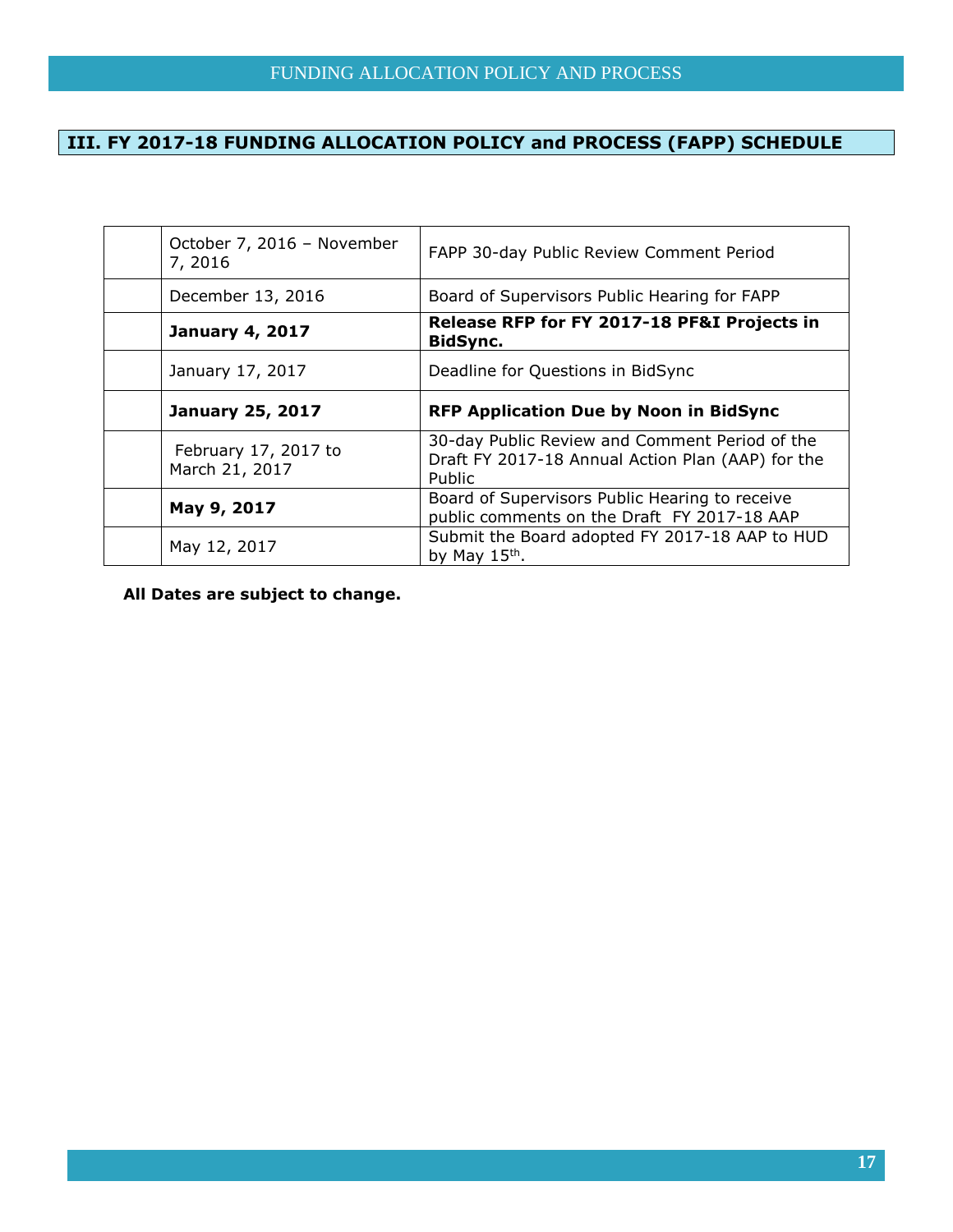## III. FY 2017-18 FUNDING ALLOCATION POLICY and PROCESS (FAPP) SCHEDULE

| | | |
|---|---|---|
| | October 7, 2016 – November 7, 2016 | FAPP 30-day Public Review Comment Period |
| | December 13, 2016 | Board of Supervisors Public Hearing for FAPP |
| | **January 4, 2017** | **Release RFP for FY 2017-18 PF&I Projects in BidSync.** |
| | January 17, 2017 | Deadline for Questions in BidSync |
| | **January 25, 2017** | **RFP Application Due by Noon in BidSync** |
| | February 17, 2017 to March 21, 2017 | 30-day Public Review and Comment Period of the Draft FY 2017-18 Annual Action Plan (AAP) for the Public |
| | **May 9, 2017** | Board of Supervisors Public Hearing to receive public comments on the Draft FY 2017-18 AAP |
| | May 12, 2017 | Submit the Board adopted FY 2017-18 AAP to HUD by May 15th. |

**All Dates are subject to change.**